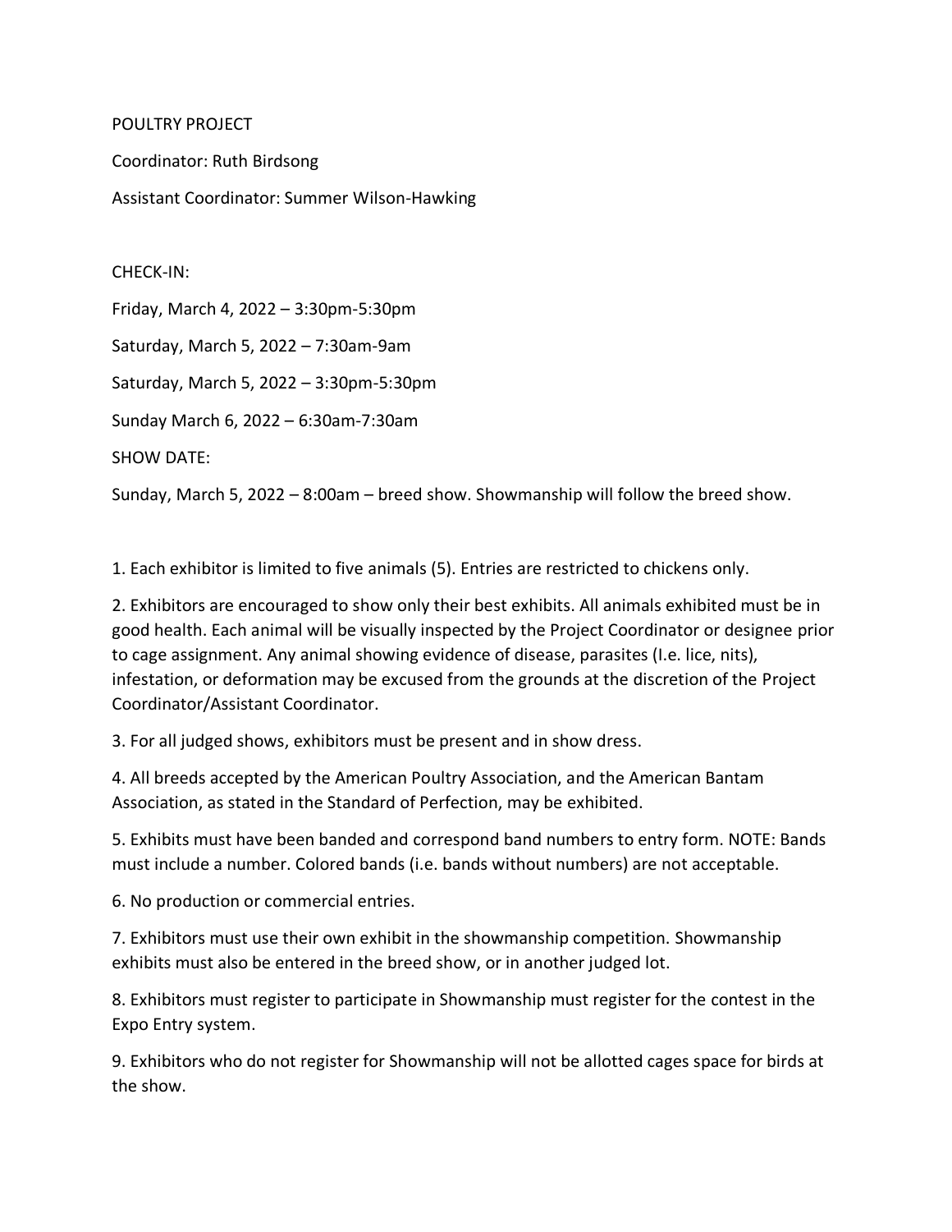POULTRY PROJECT

Coordinator: Ruth Birdsong

Assistant Coordinator: Summer Wilson-Hawking

CHECK-IN:

Friday, March 4, 2022 – 3:30pm-5:30pm

Saturday, March 5, 2022 – 7:30am-9am

Saturday, March 5, 2022 – 3:30pm-5:30pm

Sunday March 6, 2022 – 6:30am-7:30am

SHOW DATE:

Sunday, March 5, 2022 – 8:00am – breed show. Showmanship will follow the breed show.

1. Each exhibitor is limited to five animals (5). Entries are restricted to chickens only.
2. Exhibitors are encouraged to show only their best exhibits. All animals exhibited must be in good health. Each animal will be visually inspected by the Project Coordinator or designee prior to cage assignment. Any animal showing evidence of disease, parasites (I.e. lice, nits), infestation, or deformation may be excused from the grounds at the discretion of the Project Coordinator/Assistant Coordinator.
3. For all judged shows, exhibitors must be present and in show dress.
4. All breeds accepted by the American Poultry Association, and the American Bantam Association, as stated in the Standard of Perfection, may be exhibited.
5. Exhibits must have been banded and correspond band numbers to entry form. NOTE: Bands must include a number. Colored bands (i.e. bands without numbers) are not acceptable.
6. No production or commercial entries.
7. Exhibitors must use their own exhibit in the showmanship competition. Showmanship exhibits must also be entered in the breed show, or in another judged lot.
8. Exhibitors must register to participate in Showmanship must register for the contest in the Expo Entry system.
9. Exhibitors who do not register for Showmanship will not be allotted cages space for birds at the show.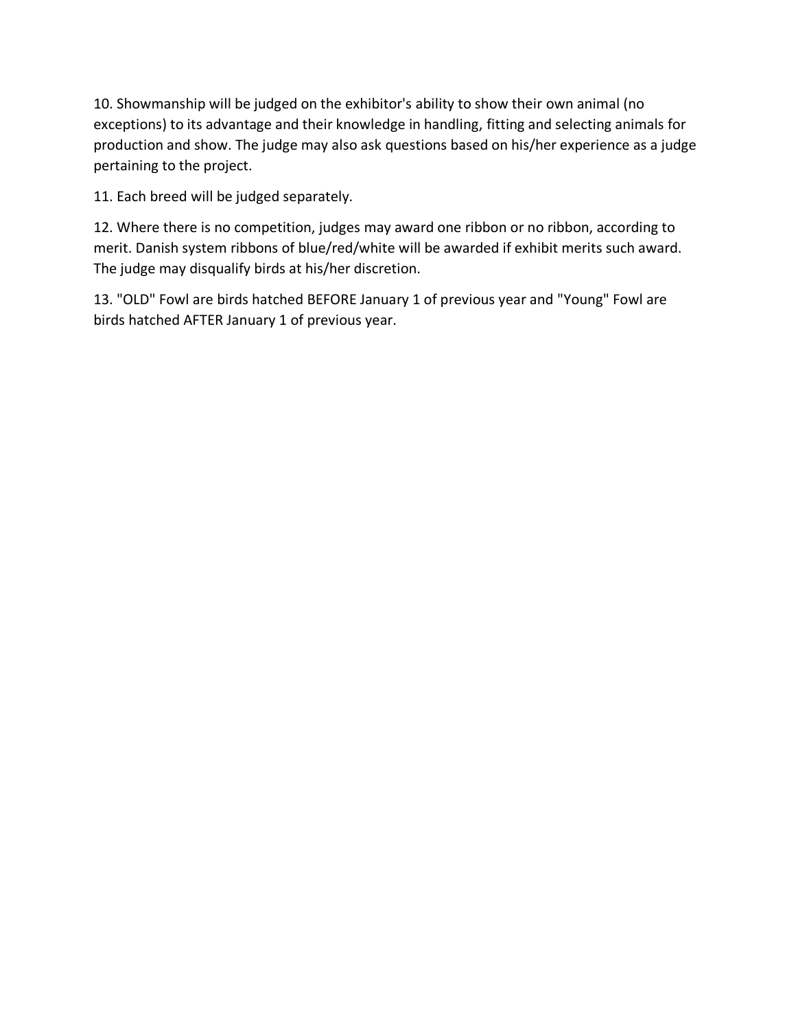10. Showmanship will be judged on the exhibitor's ability to show their own animal (no exceptions) to its advantage and their knowledge in handling, fitting and selecting animals for production and show. The judge may also ask questions based on his/her experience as a judge pertaining to the project.

11. Each breed will be judged separately.

12. Where there is no competition, judges may award one ribbon or no ribbon, according to merit. Danish system ribbons of blue/red/white will be awarded if exhibit merits such award. The judge may disqualify birds at his/her discretion.

13. "OLD" Fowl are birds hatched BEFORE January 1 of previous year and "Young" Fowl are birds hatched AFTER January 1 of previous year.